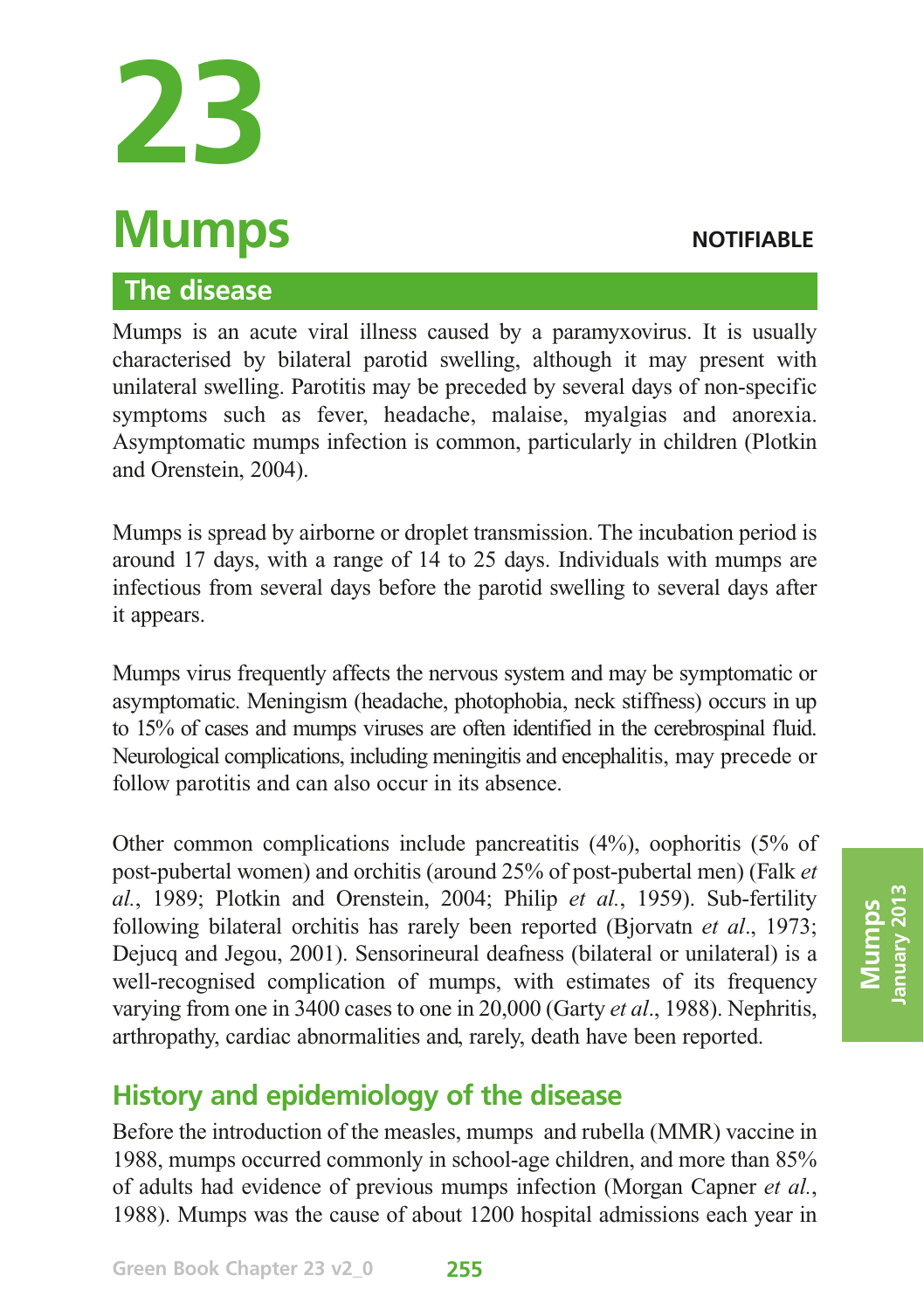# 23

# Mumps

**NOTIFIABLE**

## The disease

Mumps is an acute viral illness caused by a paramyxovirus. It is usually characterised by bilateral parotid swelling, although it may present with unilateral swelling. Parotitis may be preceded by several days of non-specific symptoms such as fever, headache, malaise, myalgias and anorexia. Asymptomatic mumps infection is common, particularly in children (Plotkin and Orenstein, 2004).

Mumps is spread by airborne or droplet transmission. The incubation period is around 17 days, with a range of 14 to 25 days. Individuals with mumps are infectious from several days before the parotid swelling to several days after it appears.

Mumps virus frequently affects the nervous system and may be symptomatic or asymptomatic. Meningism (headache, photophobia, neck stiffness) occurs in up to 15% of cases and mumps viruses are often identified in the cerebrospinal fluid. Neurological complications, including meningitis and encephalitis, may precede or follow parotitis and can also occur in its absence.

Other common complications include pancreatitis (4%), oophoritis (5% of post-pubertal women) and orchitis (around 25% of post-pubertal men) (Falk *et al.*, 1989; Plotkin and Orenstein, 2004; Philip *et al.*, 1959). Sub-fertility following bilateral orchitis has rarely been reported (Bjorvatn *et al*., 1973; Dejucq and Jegou, 2001). Sensorineural deafness (bilateral or unilateral) is a well-recognised complication of mumps, with estimates of its frequency varying from one in 3400 cases to one in 20,000 (Garty *et al*., 1988). Nephritis, arthropathy, cardiac abnormalities and, rarely, death have been reported.

## History and epidemiology of the disease

Before the introduction of the measles, mumps and rubella (MMR) vaccine in 1988, mumps occurred commonly in school-age children, and more than 85% of adults had evidence of previous mumps infection (Morgan Capner *et al.*, 1988). Mumps was the cause of about 1200 hospital admissions each year in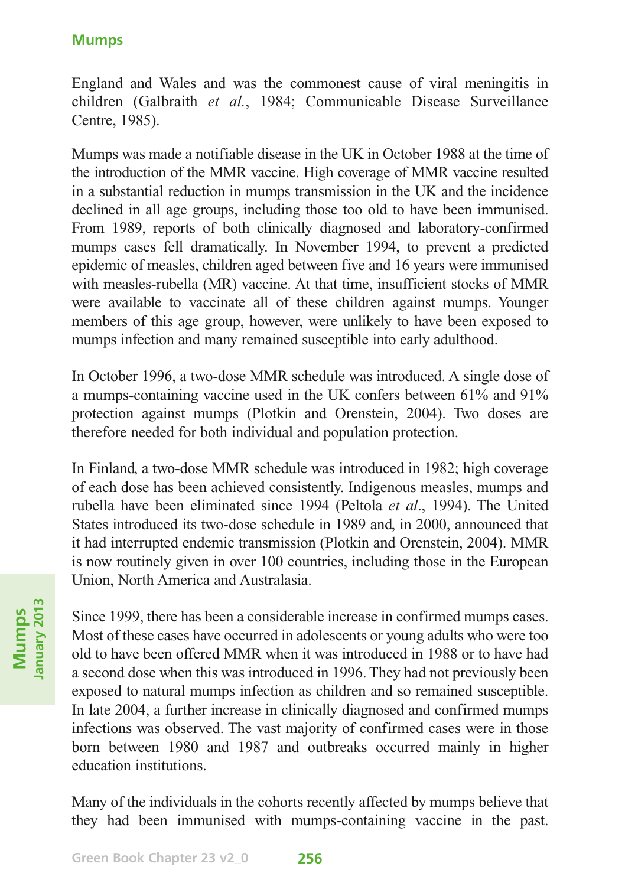England and Wales and was the commonest cause of viral meningitis in children (Galbraith *et al.*, 1984; Communicable Disease Surveillance Centre, 1985).

Mumps was made a notifiable disease in the UK in October 1988 at the time of the introduction of the MMR vaccine. High coverage of MMR vaccine resulted in a substantial reduction in mumps transmission in the UK and the incidence declined in all age groups, including those too old to have been immunised. From 1989, reports of both clinically diagnosed and laboratory-confirmed mumps cases fell dramatically. In November 1994, to prevent a predicted epidemic of measles, children aged between five and 16 years were immunised with measles-rubella (MR) vaccine. At that time, insufficient stocks of MMR were available to vaccinate all of these children against mumps. Younger members of this age group, however, were unlikely to have been exposed to mumps infection and many remained susceptible into early adulthood.

In October 1996, a two-dose MMR schedule was introduced. A single dose of a mumps-containing vaccine used in the UK confers between 61% and 91% protection against mumps (Plotkin and Orenstein, 2004). Two doses are therefore needed for both individual and population protection.

In Finland, a two-dose MMR schedule was introduced in 1982; high coverage of each dose has been achieved consistently. Indigenous measles, mumps and rubella have been eliminated since 1994 (Peltola *et al*., 1994). The United States introduced its two-dose schedule in 1989 and, in 2000, announced that it had interrupted endemic transmission (Plotkin and Orenstein, 2004). MMR is now routinely given in over 100 countries, including those in the European Union, North America and Australasia.

Since 1999, there has been a considerable increase in confirmed mumps cases. Most of these cases have occurred in adolescents or young adults who were too old to have been offered MMR when it was introduced in 1988 or to have had a second dose when this was introduced in 1996. They had not previously been exposed to natural mumps infection as children and so remained susceptible. In late 2004, a further increase in clinically diagnosed and confirmed mumps infections was observed. The vast majority of confirmed cases were in those born between 1980 and 1987 and outbreaks occurred mainly in higher education institutions.

Many of the individuals in the cohorts recently affected by mumps believe that they had been immunised with mumps-containing vaccine in the past.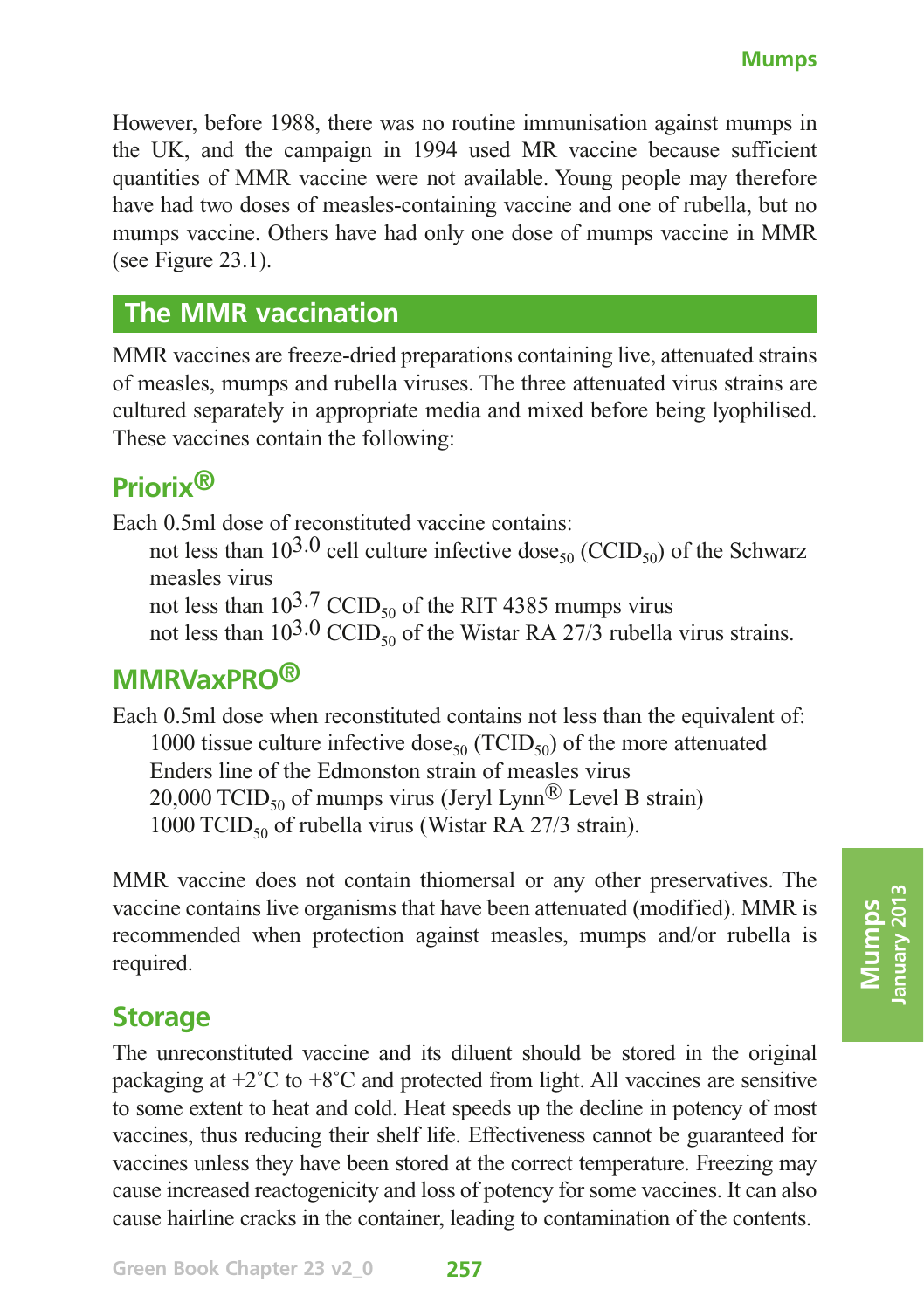However, before 1988, there was no routine immunisation against mumps in the UK, and the campaign in 1994 used MR vaccine because sufficient quantities of MMR vaccine were not available. Young people may therefore have had two doses of measles-containing vaccine and one of rubella, but no mumps vaccine. Others have had only one dose of mumps vaccine in MMR (see Figure 23.1).

## The MMR vaccination

MMR vaccines are freeze-dried preparations containing live, attenuated strains of measles, mumps and rubella viruses. The three attenuated virus strains are cultured separately in appropriate media and mixed before being lyophilised. These vaccines contain the following:

### Priorix®

Each 0.5ml dose of reconstituted vaccine contains:

not less than $10^{3.0}$ cell culture infective $dose_{50}$ ($CCID_{50}$) of the Schwarz measles virus

not less than $10^{3.7}$ $CCID_{50}$ of the RIT 4385 mumps virus

not less than $10^{3.0}$ $CCID_{50}$ of the Wistar RA 27/3 rubella virus strains.

### MMRVaxPRO®

Each 0.5ml dose when reconstituted contains not less than the equivalent of:

1000 tissue culture infective $dose_{50}$ ($TCID_{50}$) of the more attenuated Enders line of the Edmonston strain of measles virus

20,000 $TCID_{50}$ of mumps virus (Jeryl Lynn® Level B strain)

1000 $TCID_{50}$ of rubella virus (Wistar RA 27/3 strain).

MMR vaccine does not contain thiomersal or any other preservatives. The vaccine contains live organisms that have been attenuated (modified). MMR is recommended when protection against measles, mumps and/or rubella is required.

### Storage

The unreconstituted vaccine and its diluent should be stored in the original packaging at +2˚C to +8˚C and protected from light. All vaccines are sensitive to some extent to heat and cold. Heat speeds up the decline in potency of most vaccines, thus reducing their shelf life. Effectiveness cannot be guaranteed for vaccines unless they have been stored at the correct temperature. Freezing may cause increased reactogenicity and loss of potency for some vaccines. It can also cause hairline cracks in the container, leading to contamination of the contents.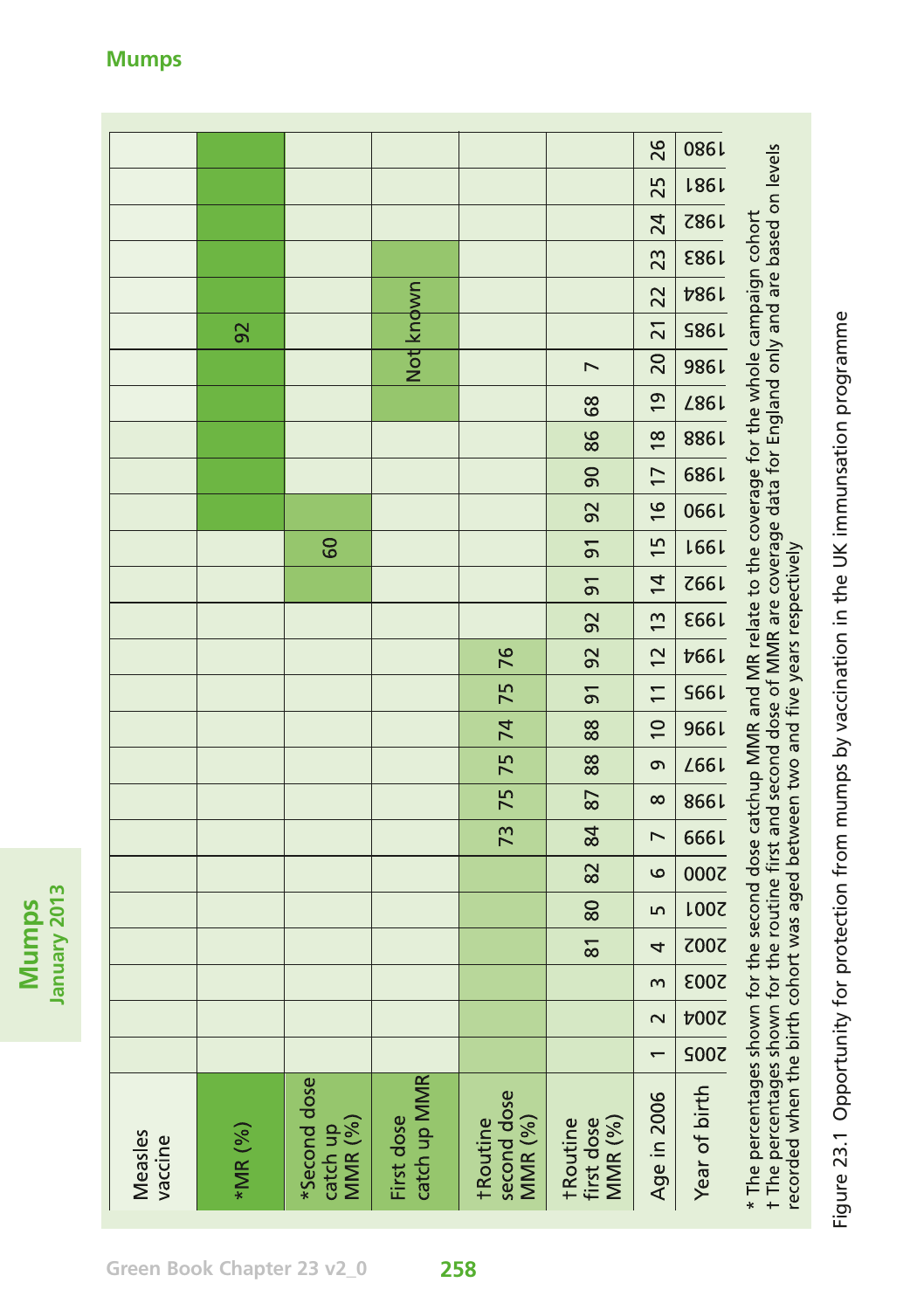# Mumps

| Year of birth | 2005 | 2004 | 2003 | 2002 | 2001 | 2000 | 1999 | 1998 | 1997 | 1996 | 1995 | 1994 | 1993 | 1992 | 1991 | 1990 | 1989 | 1988 | 1987 | 1986 | 1985 | 1984 | 1983 | 1982 | 1981 | 1980 |
|---|---|---|---|---|---|---|---|---|---|---|---|---|---|---|---|---|---|---|---|---|---|---|---|---|---|---|
| Measles vaccine | | | | | | | | | | | | | | | | | | | | | | | | | | |
| *MR (%) | | | | | | | | | | | | | | | | | | | | | 92 | | | | | |
| *Second dose catch up MMR (%) | | | | | | | | | | | | | | | 60 | | | | | | | | | | | |
| First dose catch up MMR | | | | | | | | | | | | | | | | | | | | Not known | | | | | | |
| †Routine second dose MMR (%) | | | | | | | 73 | 75 | 75 | 74 | 75 | 76 | | | | | | | | | | | | | | |
| †Routine first dose MMR (%) | | | | 81 | 80 | 82 | 84 | 87 | 88 | 88 | 91 | 92 | 92 | 91 | 91 | 92 | 90 | 86 | 68 | 7 | | | | | | |
| Age in 2006 | 1 | 2 | 3 | 4 | 5 | 6 | 7 | 8 | 9 | 10 | 11 | 12 | 13 | 14 | 15 | 16 | 17 | 18 | 19 | 20 | 21 | 22 | 23 | 24 | 25 | 26 |

* The percentages shown for the second dose catchup MMR and MR relate to the coverage for the whole campaign cohort
† The percentages shown for the routine first and second dose of MMR are coverage data for England only and are based on levels recorded when the birth cohort was aged between two and five years respectively

Figure 23.1 Opportunity for protection from mumps by vaccination in the UK immunsation programme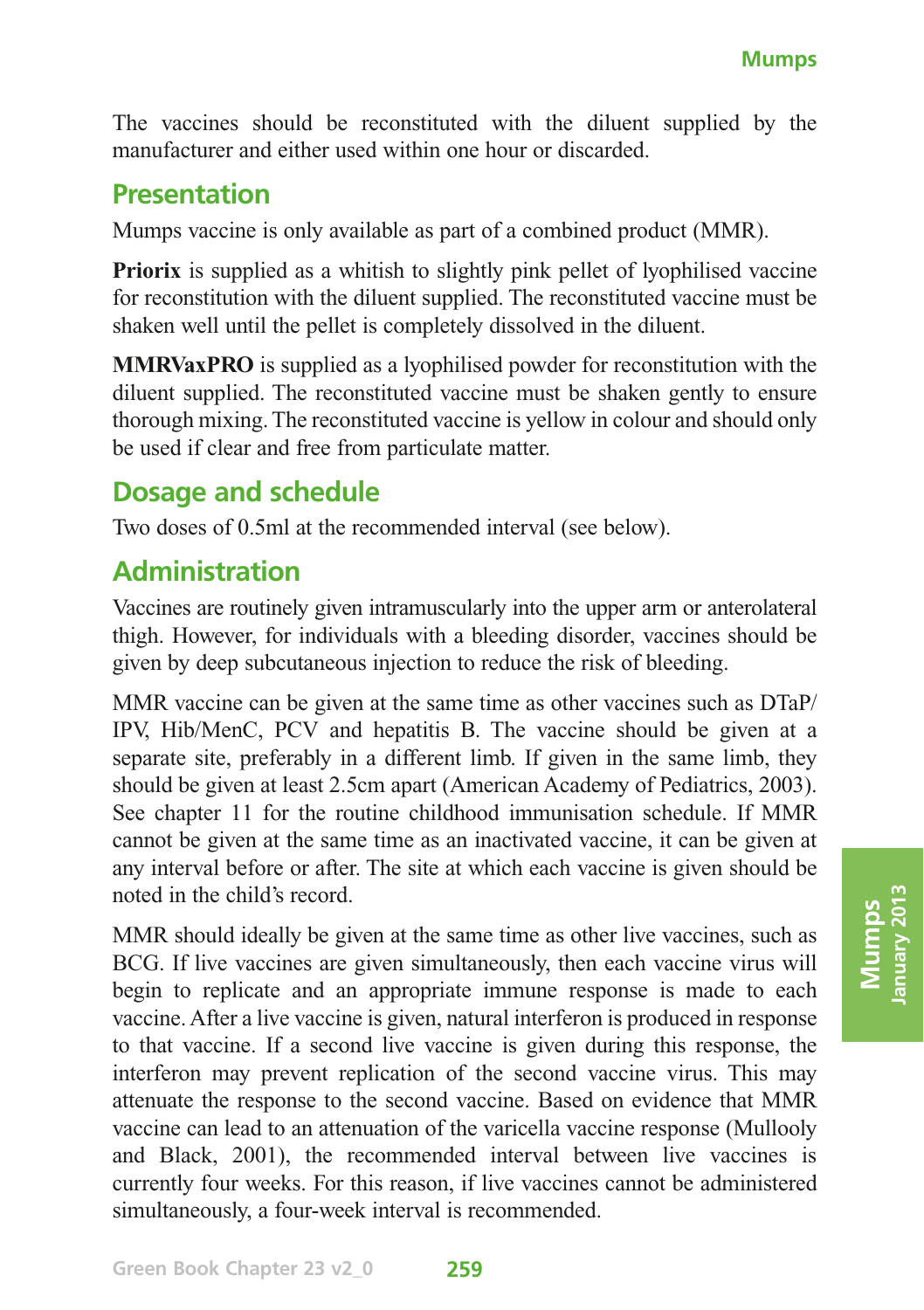The vaccines should be reconstituted with the diluent supplied by the manufacturer and either used within one hour or discarded.

## Presentation

Mumps vaccine is only available as part of a combined product (MMR).

**Priorix** is supplied as a whitish to slightly pink pellet of lyophilised vaccine for reconstitution with the diluent supplied. The reconstituted vaccine must be shaken well until the pellet is completely dissolved in the diluent.

**MMRVaxPRO** is supplied as a lyophilised powder for reconstitution with the diluent supplied. The reconstituted vaccine must be shaken gently to ensure thorough mixing. The reconstituted vaccine is yellow in colour and should only be used if clear and free from particulate matter.

## Dosage and schedule

Two doses of 0.5ml at the recommended interval (see below).

## Administration

Vaccines are routinely given intramuscularly into the upper arm or anterolateral thigh. However, for individuals with a bleeding disorder, vaccines should be given by deep subcutaneous injection to reduce the risk of bleeding.

MMR vaccine can be given at the same time as other vaccines such as DTaP/IPV, Hib/MenC, PCV and hepatitis B. The vaccine should be given at a separate site, preferably in a different limb. If given in the same limb, they should be given at least 2.5cm apart (American Academy of Pediatrics, 2003). See chapter 11 for the routine childhood immunisation schedule. If MMR cannot be given at the same time as an inactivated vaccine, it can be given at any interval before or after. The site at which each vaccine is given should be noted in the child's record.

MMR should ideally be given at the same time as other live vaccines, such as BCG. If live vaccines are given simultaneously, then each vaccine virus will begin to replicate and an appropriate immune response is made to each vaccine. After a live vaccine is given, natural interferon is produced in response to that vaccine. If a second live vaccine is given during this response, the interferon may prevent replication of the second vaccine virus. This may attenuate the response to the second vaccine. Based on evidence that MMR vaccine can lead to an attenuation of the varicella vaccine response (Mullooly and Black, 2001), the recommended interval between live vaccines is currently four weeks. For this reason, if live vaccines cannot be administered simultaneously, a four-week interval is recommended.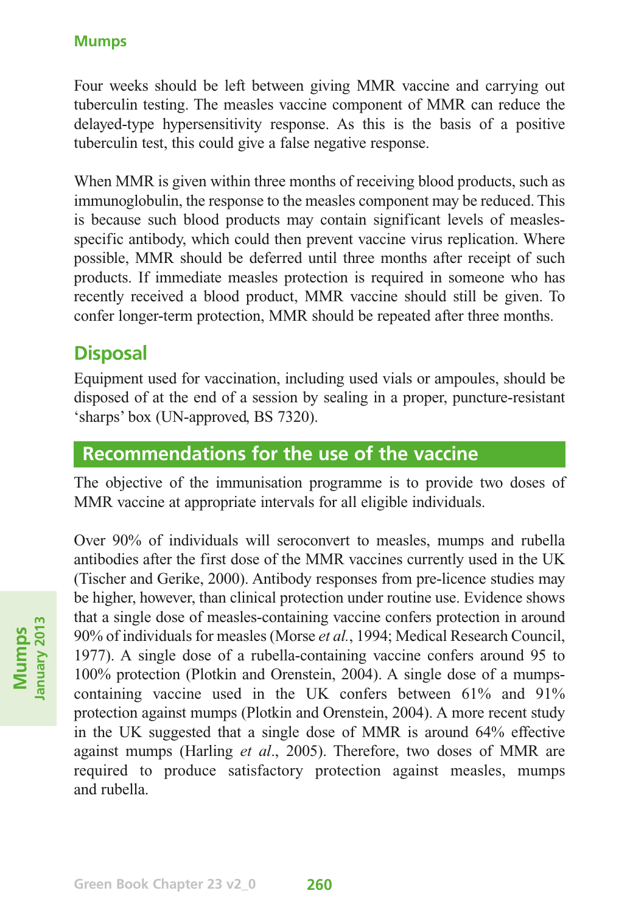Four weeks should be left between giving MMR vaccine and carrying out tuberculin testing. The measles vaccine component of MMR can reduce the delayed-type hypersensitivity response. As this is the basis of a positive tuberculin test, this could give a false negative response.

When MMR is given within three months of receiving blood products, such as immunoglobulin, the response to the measles component may be reduced. This is because such blood products may contain significant levels of measles-specific antibody, which could then prevent vaccine virus replication. Where possible, MMR should be deferred until three months after receipt of such products. If immediate measles protection is required in someone who has recently received a blood product, MMR vaccine should still be given. To confer longer-term protection, MMR should be repeated after three months.

## Disposal

Equipment used for vaccination, including used vials or ampoules, should be disposed of at the end of a session by sealing in a proper, puncture-resistant 'sharps' box (UN-approved, BS 7320).

## Recommendations for the use of the vaccine

The objective of the immunisation programme is to provide two doses of MMR vaccine at appropriate intervals for all eligible individuals.

Over 90% of individuals will seroconvert to measles, mumps and rubella antibodies after the first dose of the MMR vaccines currently used in the UK (Tischer and Gerike, 2000). Antibody responses from pre-licence studies may be higher, however, than clinical protection under routine use. Evidence shows that a single dose of measles-containing vaccine confers protection in around 90% of individuals for measles (Morse *et al.*, 1994; Medical Research Council, 1977). A single dose of a rubella-containing vaccine confers around 95 to 100% protection (Plotkin and Orenstein, 2004). A single dose of a mumps-containing vaccine used in the UK confers between 61% and 91% protection against mumps (Plotkin and Orenstein, 2004). A more recent study in the UK suggested that a single dose of MMR is around 64% effective against mumps (Harling *et al.*, 2005). Therefore, two doses of MMR are required to produce satisfactory protection against measles, mumps and rubella.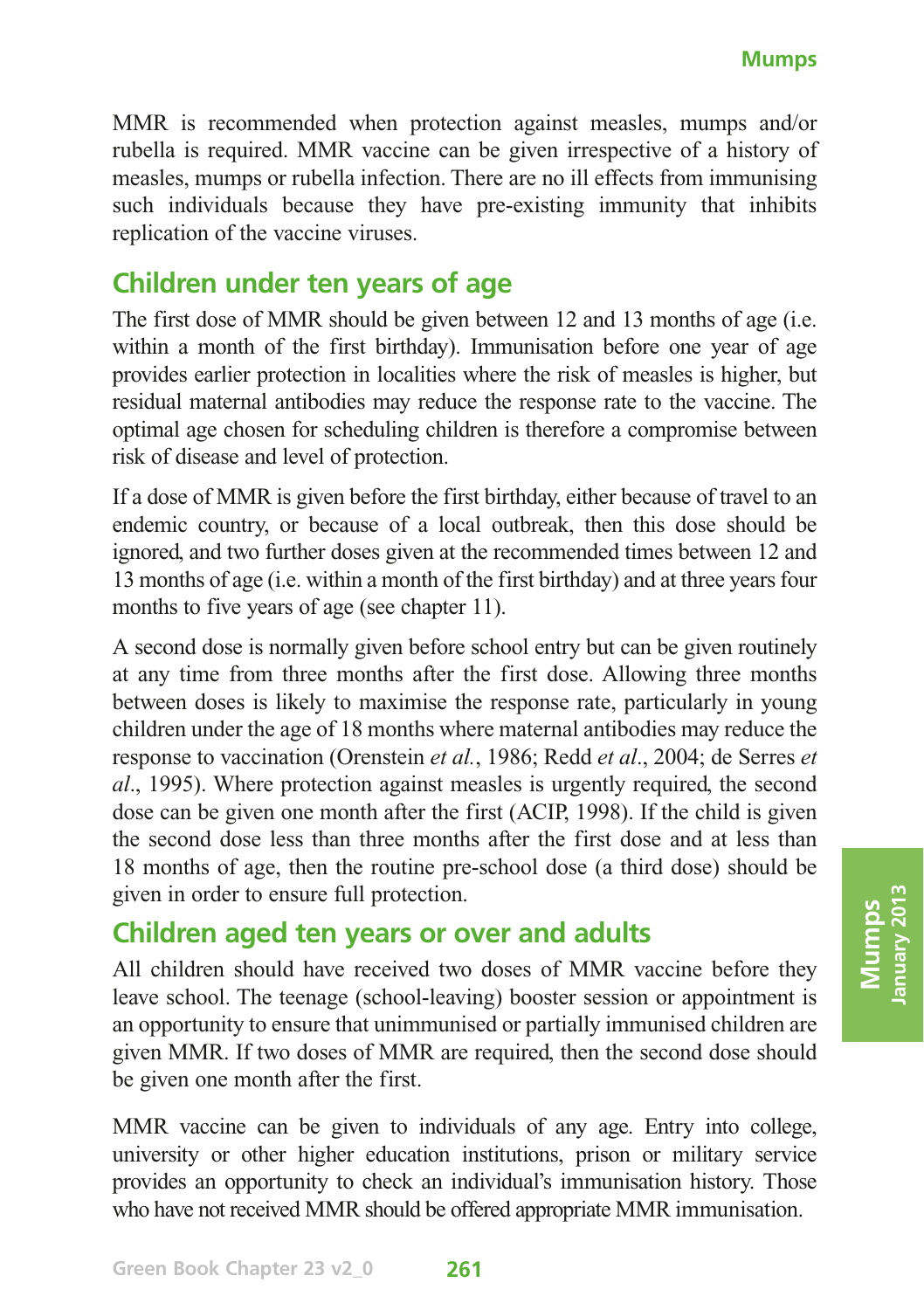MMR is recommended when protection against measles, mumps and/or rubella is required. MMR vaccine can be given irrespective of a history of measles, mumps or rubella infection. There are no ill effects from immunising such individuals because they have pre-existing immunity that inhibits replication of the vaccine viruses.

## Children under ten years of age

The first dose of MMR should be given between 12 and 13 months of age (i.e. within a month of the first birthday). Immunisation before one year of age provides earlier protection in localities where the risk of measles is higher, but residual maternal antibodies may reduce the response rate to the vaccine. The optimal age chosen for scheduling children is therefore a compromise between risk of disease and level of protection.

If a dose of MMR is given before the first birthday, either because of travel to an endemic country, or because of a local outbreak, then this dose should be ignored, and two further doses given at the recommended times between 12 and 13 months of age (i.e. within a month of the first birthday) and at three years four months to five years of age (see chapter 11).

A second dose is normally given before school entry but can be given routinely at any time from three months after the first dose. Allowing three months between doses is likely to maximise the response rate, particularly in young children under the age of 18 months where maternal antibodies may reduce the response to vaccination (Orenstein *et al.*, 1986; Redd *et al*., 2004; de Serres *et al*., 1995). Where protection against measles is urgently required, the second dose can be given one month after the first (ACIP, 1998). If the child is given the second dose less than three months after the first dose and at less than 18 months of age, then the routine pre-school dose (a third dose) should be given in order to ensure full protection.

## Children aged ten years or over and adults

All children should have received two doses of MMR vaccine before they leave school. The teenage (school-leaving) booster session or appointment is an opportunity to ensure that unimmunised or partially immunised children are given MMR. If two doses of MMR are required, then the second dose should be given one month after the first.

MMR vaccine can be given to individuals of any age. Entry into college, university or other higher education institutions, prison or military service provides an opportunity to check an individual's immunisation history. Those who have not received MMR should be offered appropriate MMR immunisation.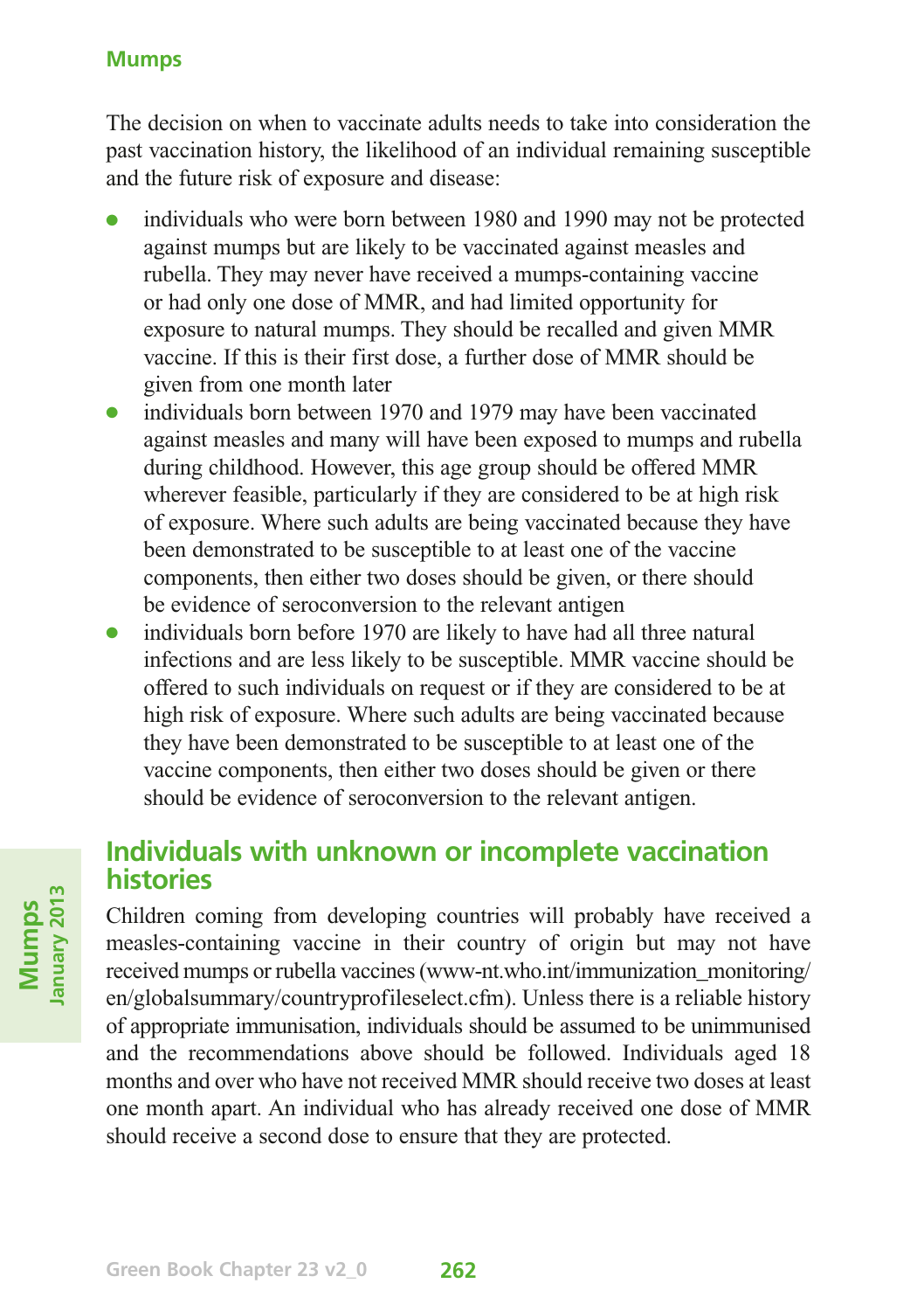The decision on when to vaccinate adults needs to take into consideration the past vaccination history, the likelihood of an individual remaining susceptible and the future risk of exposure and disease:

- individuals who were born between 1980 and 1990 may not be protected against mumps but are likely to be vaccinated against measles and rubella. They may never have received a mumps-containing vaccine or had only one dose of MMR, and had limited opportunity for exposure to natural mumps. They should be recalled and given MMR vaccine. If this is their first dose, a further dose of MMR should be given from one month later
- individuals born between 1970 and 1979 may have been vaccinated against measles and many will have been exposed to mumps and rubella during childhood. However, this age group should be offered MMR wherever feasible, particularly if they are considered to be at high risk of exposure. Where such adults are being vaccinated because they have been demonstrated to be susceptible to at least one of the vaccine components, then either two doses should be given, or there should be evidence of seroconversion to the relevant antigen
- individuals born before 1970 are likely to have had all three natural infections and are less likely to be susceptible. MMR vaccine should be offered to such individuals on request or if they are considered to be at high risk of exposure. Where such adults are being vaccinated because they have been demonstrated to be susceptible to at least one of the vaccine components, then either two doses should be given or there should be evidence of seroconversion to the relevant antigen.

## Individuals with unknown or incomplete vaccination histories

Children coming from developing countries will probably have received a measles-containing vaccine in their country of origin but may not have received mumps or rubella vaccines (www-nt.who.int/immunization_monitoring/en/globalsummary/countryprofileselect.cfm). Unless there is a reliable history of appropriate immunisation, individuals should be assumed to be unimmunised and the recommendations above should be followed. Individuals aged 18 months and over who have not received MMR should receive two doses at least one month apart. An individual who has already received one dose of MMR should receive a second dose to ensure that they are protected.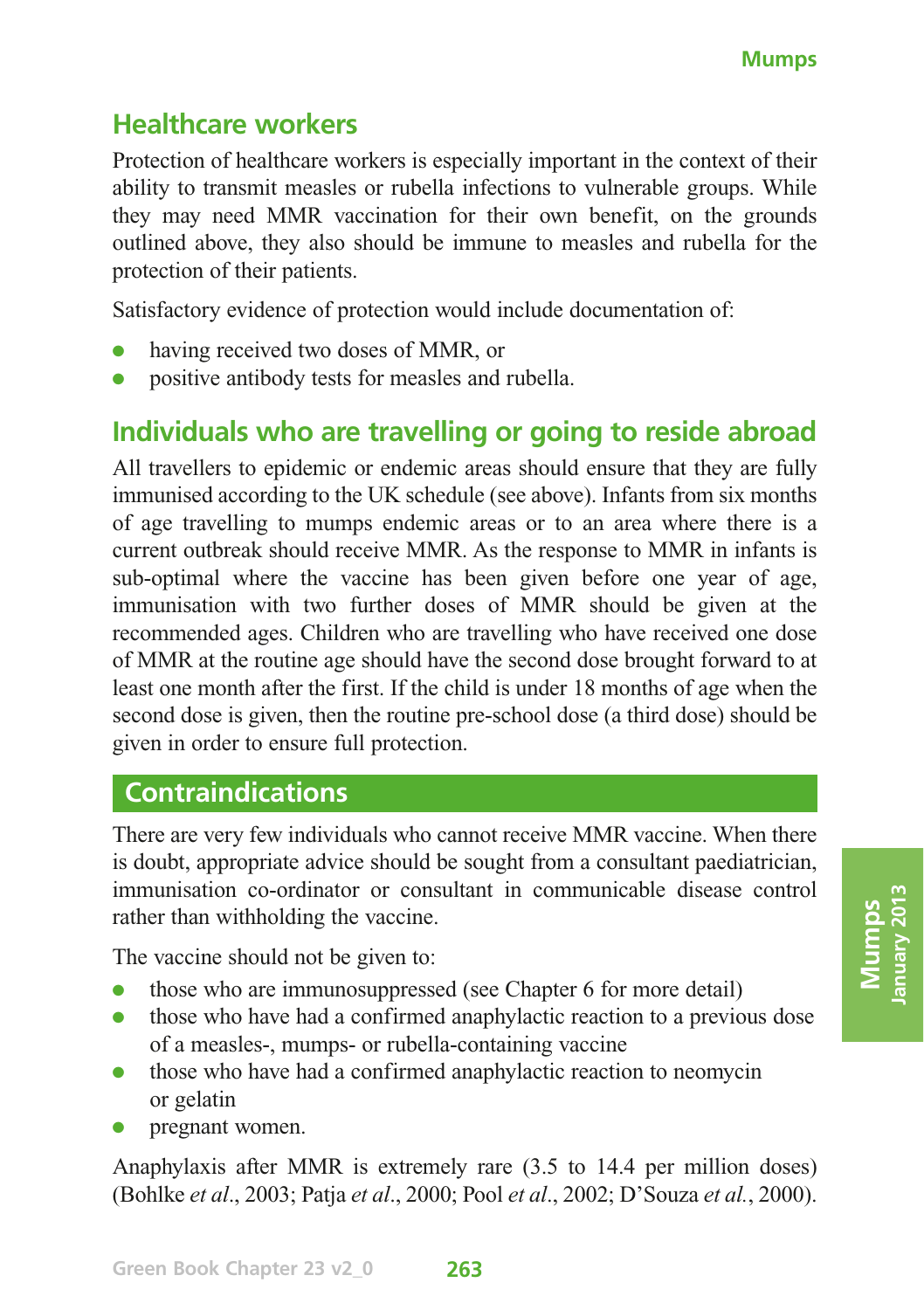## Healthcare workers

Protection of healthcare workers is especially important in the context of their ability to transmit measles or rubella infections to vulnerable groups. While they may need MMR vaccination for their own benefit, on the grounds outlined above, they also should be immune to measles and rubella for the protection of their patients.

Satisfactory evidence of protection would include documentation of:

- having received two doses of MMR, or
- positive antibody tests for measles and rubella.

## Individuals who are travelling or going to reside abroad

All travellers to epidemic or endemic areas should ensure that they are fully immunised according to the UK schedule (see above). Infants from six months of age travelling to mumps endemic areas or to an area where there is a current outbreak should receive MMR. As the response to MMR in infants is sub-optimal where the vaccine has been given before one year of age, immunisation with two further doses of MMR should be given at the recommended ages. Children who are travelling who have received one dose of MMR at the routine age should have the second dose brought forward to at least one month after the first. If the child is under 18 months of age when the second dose is given, then the routine pre-school dose (a third dose) should be given in order to ensure full protection.

# Contraindications

There are very few individuals who cannot receive MMR vaccine. When there is doubt, appropriate advice should be sought from a consultant paediatrician, immunisation co-ordinator or consultant in communicable disease control rather than withholding the vaccine.

The vaccine should not be given to:

- those who are immunosuppressed (see Chapter 6 for more detail)
- those who have had a confirmed anaphylactic reaction to a previous dose of a measles-, mumps- or rubella-containing vaccine
- those who have had a confirmed anaphylactic reaction to neomycin or gelatin
- pregnant women.

Anaphylaxis after MMR is extremely rare (3.5 to 14.4 per million doses) (Bohlke *et al*., 2003; Patja *et al*., 2000; Pool *et al*., 2002; D'Souza *et al.*, 2000).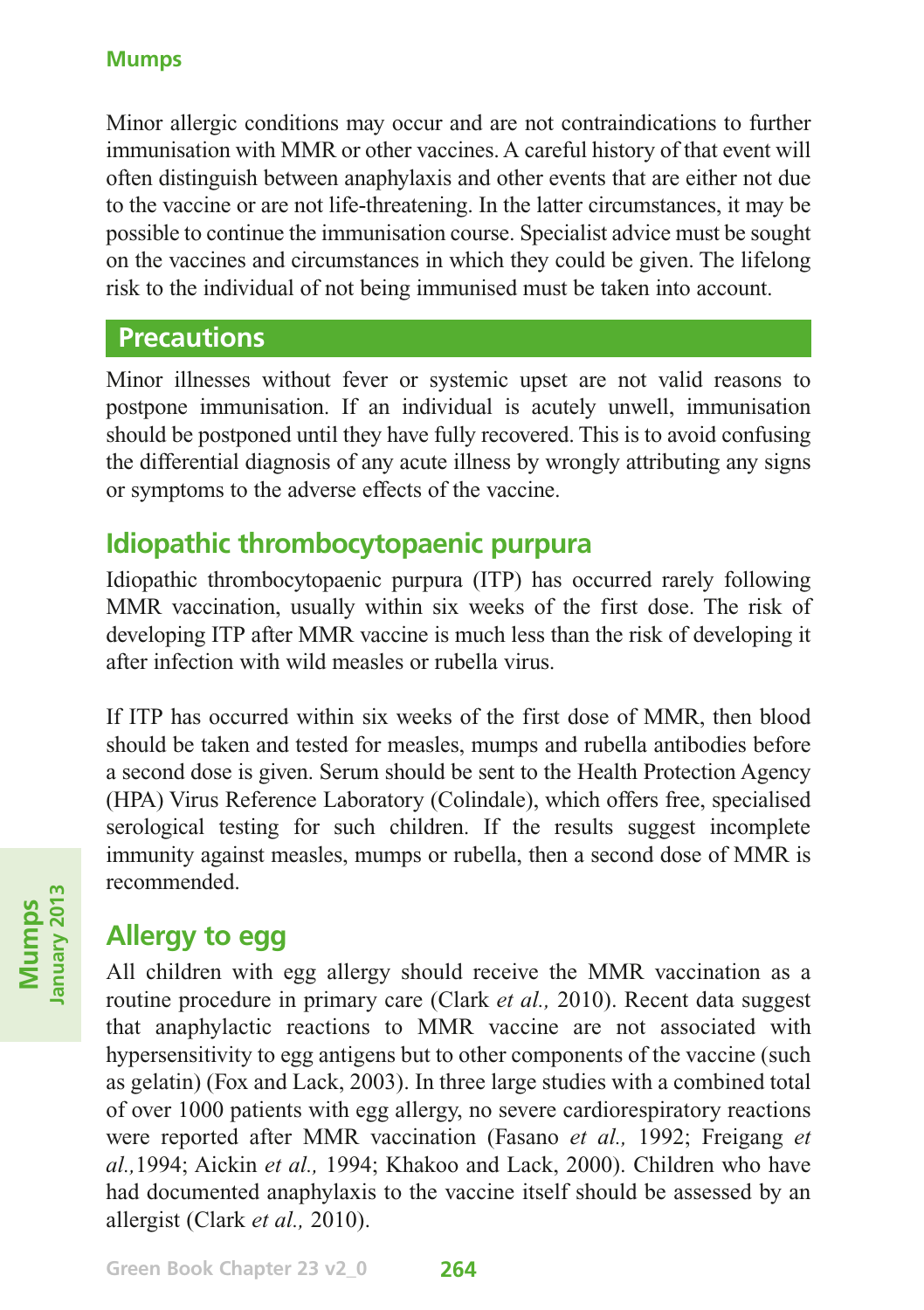Minor allergic conditions may occur and are not contraindications to further immunisation with MMR or other vaccines. A careful history of that event will often distinguish between anaphylaxis and other events that are either not due to the vaccine or are not life-threatening. In the latter circumstances, it may be possible to continue the immunisation course. Specialist advice must be sought on the vaccines and circumstances in which they could be given. The lifelong risk to the individual of not being immunised must be taken into account.

## Precautions

Minor illnesses without fever or systemic upset are not valid reasons to postpone immunisation. If an individual is acutely unwell, immunisation should be postponed until they have fully recovered. This is to avoid confusing the differential diagnosis of any acute illness by wrongly attributing any signs or symptoms to the adverse effects of the vaccine.

### Idiopathic thrombocytopaenic purpura

Idiopathic thrombocytopaenic purpura (ITP) has occurred rarely following MMR vaccination, usually within six weeks of the first dose. The risk of developing ITP after MMR vaccine is much less than the risk of developing it after infection with wild measles or rubella virus.

If ITP has occurred within six weeks of the first dose of MMR, then blood should be taken and tested for measles, mumps and rubella antibodies before a second dose is given. Serum should be sent to the Health Protection Agency (HPA) Virus Reference Laboratory (Colindale), which offers free, specialised serological testing for such children. If the results suggest incomplete immunity against measles, mumps or rubella, then a second dose of MMR is recommended.

### Allergy to egg

All children with egg allergy should receive the MMR vaccination as a routine procedure in primary care (Clark *et al.,* 2010). Recent data suggest that anaphylactic reactions to MMR vaccine are not associated with hypersensitivity to egg antigens but to other components of the vaccine (such as gelatin) (Fox and Lack, 2003). In three large studies with a combined total of over 1000 patients with egg allergy, no severe cardiorespiratory reactions were reported after MMR vaccination (Fasano *et al.,* 1992; Freigang *et al.,*1994; Aickin *et al.,* 1994; Khakoo and Lack, 2000). Children who have had documented anaphylaxis to the vaccine itself should be assessed by an allergist (Clark *et al.,* 2010).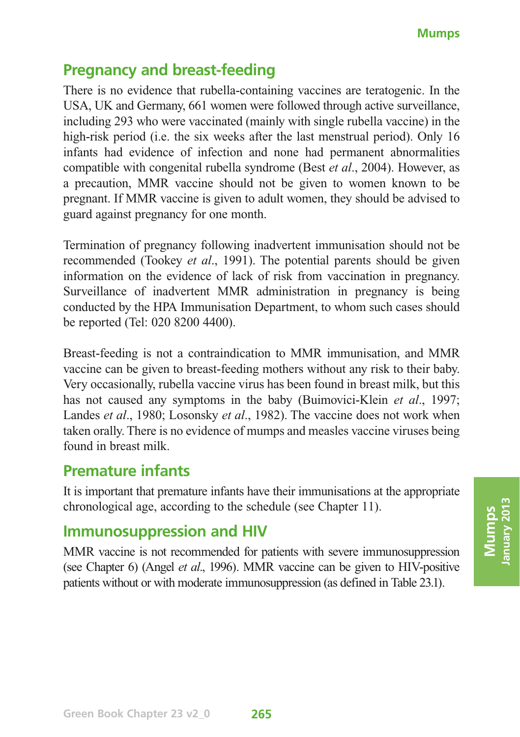## Pregnancy and breast-feeding

There is no evidence that rubella-containing vaccines are teratogenic. In the USA, UK and Germany, 661 women were followed through active surveillance, including 293 who were vaccinated (mainly with single rubella vaccine) in the high-risk period (i.e. the six weeks after the last menstrual period). Only 16 infants had evidence of infection and none had permanent abnormalities compatible with congenital rubella syndrome (Best *et al*., 2004). However, as a precaution, MMR vaccine should not be given to women known to be pregnant. If MMR vaccine is given to adult women, they should be advised to guard against pregnancy for one month.

Termination of pregnancy following inadvertent immunisation should not be recommended (Tookey *et al*., 1991). The potential parents should be given information on the evidence of lack of risk from vaccination in pregnancy. Surveillance of inadvertent MMR administration in pregnancy is being conducted by the HPA Immunisation Department, to whom such cases should be reported (Tel: 020 8200 4400).

Breast-feeding is not a contraindication to MMR immunisation, and MMR vaccine can be given to breast-feeding mothers without any risk to their baby. Very occasionally, rubella vaccine virus has been found in breast milk, but this has not caused any symptoms in the baby (Buimovici-Klein *et al*., 1997; Landes *et al*., 1980; Losonsky *et al*., 1982). The vaccine does not work when taken orally. There is no evidence of mumps and measles vaccine viruses being found in breast milk.

## Premature infants

It is important that premature infants have their immunisations at the appropriate chronological age, according to the schedule (see Chapter 11).

## Immunosuppression and HIV

MMR vaccine is not recommended for patients with severe immunosuppression (see Chapter 6) (Angel *et al*., 1996). MMR vaccine can be given to HIV-positive patients without or with moderate immunosuppression (as defined in Table 23.1).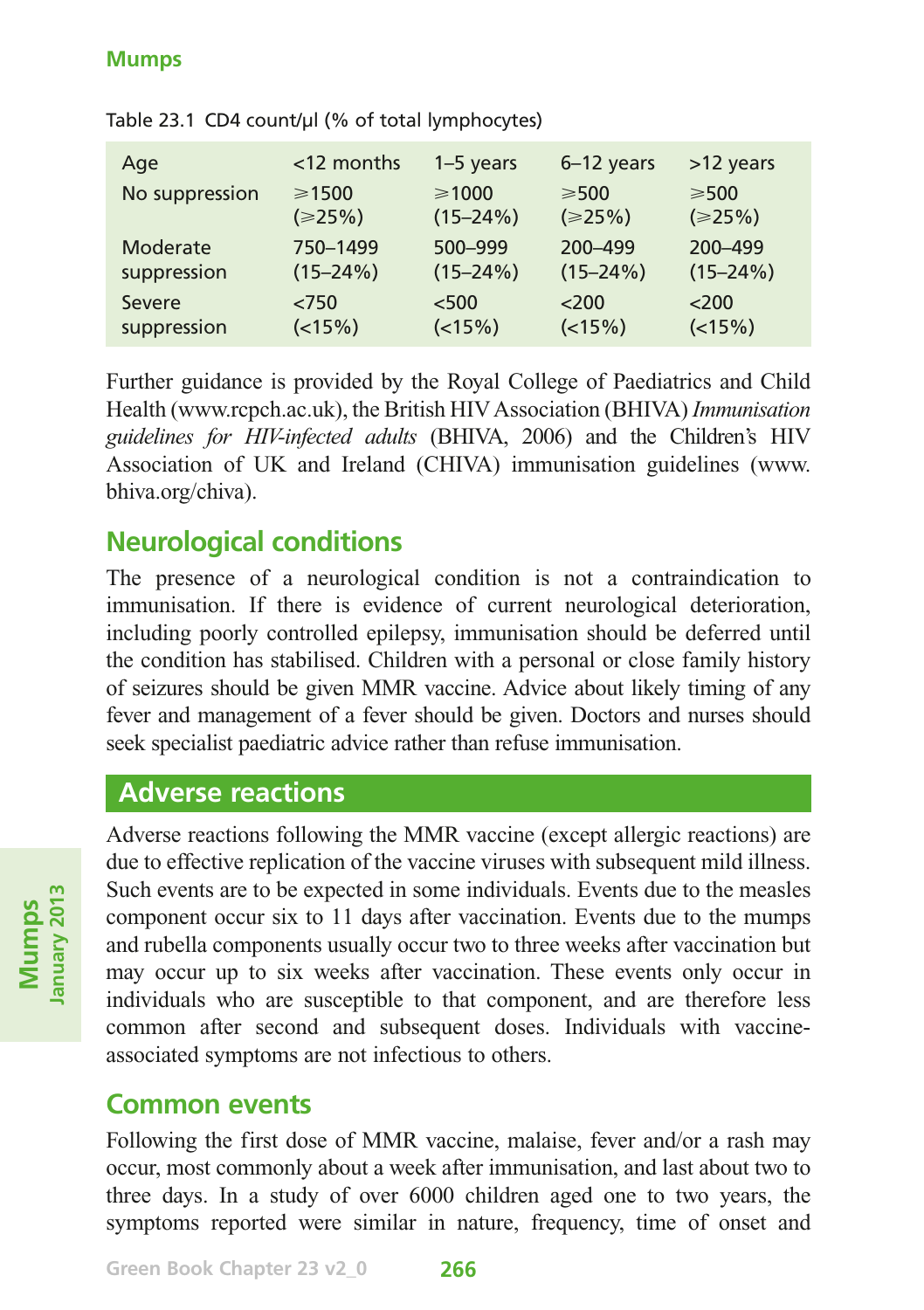Table 23.1 CD4 count/µl (% of total lymphocytes)

| Age | <12 months | 1–5 years | 6–12 years | >12 years |
|---|---|---|---|---|
| No suppression | ⩾1500 (⩾25%) | ⩾1000 (15–24%) | ⩾500 (⩾25%) | ⩾500 (⩾25%) |
| Moderate suppression | 750–1499 (15–24%) | 500–999 (15–24%) | 200–499 (15–24%) | 200–499 (15–24%) |
| Severe suppression | <750 (<15%) | <500 (<15%) | <200 (<15%) | <200 (<15%) |

Further guidance is provided by the Royal College of Paediatrics and Child Health (www.rcpch.ac.uk), the British HIV Association (BHIVA) *Immunisation guidelines for HIV-infected adults* (BHIVA, 2006) and the Children's HIV Association of UK and Ireland (CHIVA) immunisation guidelines (www.bhiva.org/chiva).

## Neurological conditions

The presence of a neurological condition is not a contraindication to immunisation. If there is evidence of current neurological deterioration, including poorly controlled epilepsy, immunisation should be deferred until the condition has stabilised. Children with a personal or close family history of seizures should be given MMR vaccine. Advice about likely timing of any fever and management of a fever should be given. Doctors and nurses should seek specialist paediatric advice rather than refuse immunisation.

# Adverse reactions

Adverse reactions following the MMR vaccine (except allergic reactions) are due to effective replication of the vaccine viruses with subsequent mild illness. Such events are to be expected in some individuals. Events due to the measles component occur six to 11 days after vaccination. Events due to the mumps and rubella components usually occur two to three weeks after vaccination but may occur up to six weeks after vaccination. These events only occur in individuals who are susceptible to that component, and are therefore less common after second and subsequent doses. Individuals with vaccine-associated symptoms are not infectious to others.

## Common events

Following the first dose of MMR vaccine, malaise, fever and/or a rash may occur, most commonly about a week after immunisation, and last about two to three days. In a study of over 6000 children aged one to two years, the symptoms reported were similar in nature, frequency, time of onset and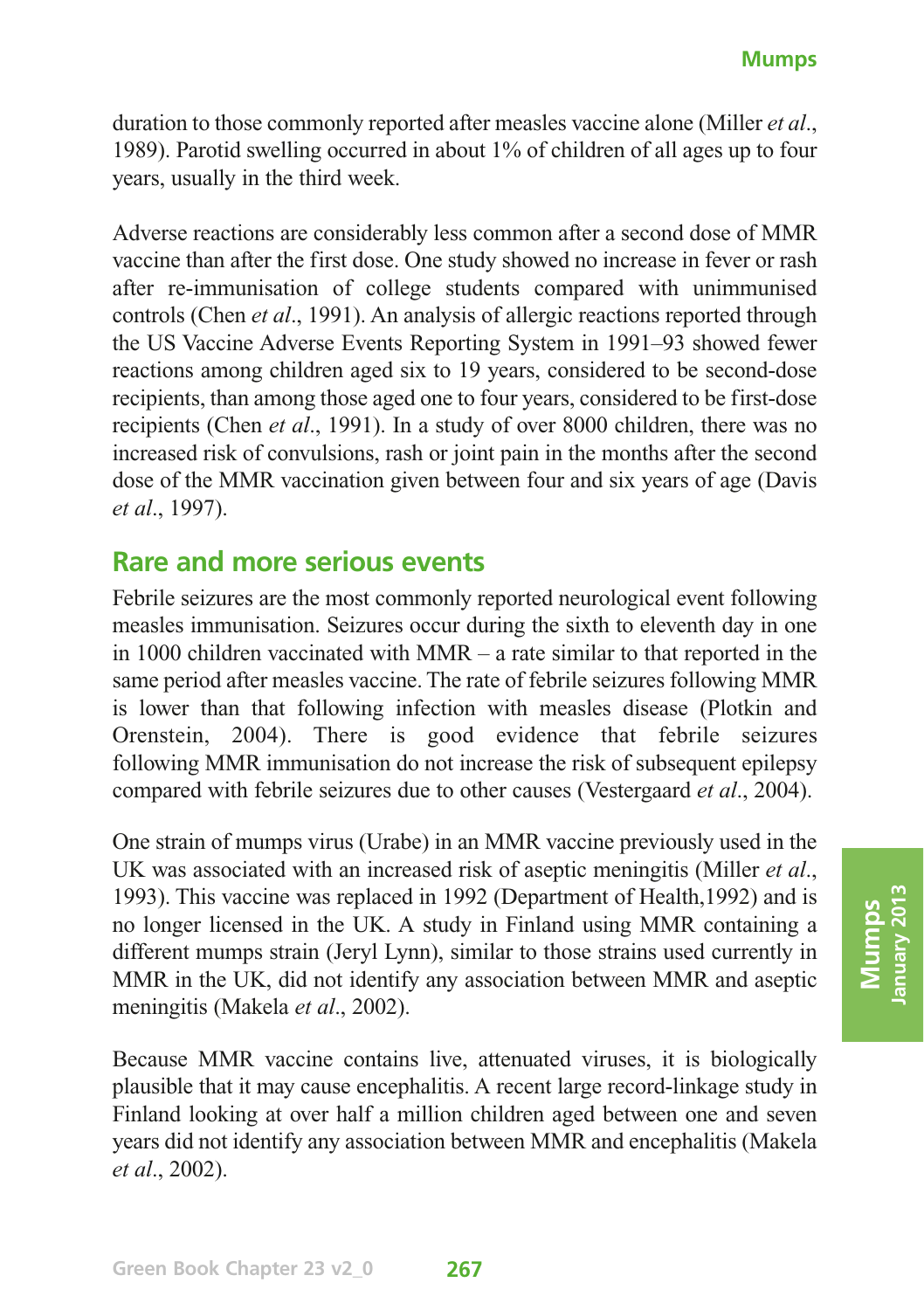duration to those commonly reported after measles vaccine alone (Miller *et al*., 1989). Parotid swelling occurred in about 1% of children of all ages up to four years, usually in the third week.

Adverse reactions are considerably less common after a second dose of MMR vaccine than after the first dose. One study showed no increase in fever or rash after re-immunisation of college students compared with unimmunised controls (Chen *et al*., 1991). An analysis of allergic reactions reported through the US Vaccine Adverse Events Reporting System in 1991–93 showed fewer reactions among children aged six to 19 years, considered to be second-dose recipients, than among those aged one to four years, considered to be first-dose recipients (Chen *et al*., 1991). In a study of over 8000 children, there was no increased risk of convulsions, rash or joint pain in the months after the second dose of the MMR vaccination given between four and six years of age (Davis *et al*., 1997).

## Rare and more serious events

Febrile seizures are the most commonly reported neurological event following measles immunisation. Seizures occur during the sixth to eleventh day in one in 1000 children vaccinated with MMR – a rate similar to that reported in the same period after measles vaccine. The rate of febrile seizures following MMR is lower than that following infection with measles disease (Plotkin and Orenstein, 2004). There is good evidence that febrile seizures following MMR immunisation do not increase the risk of subsequent epilepsy compared with febrile seizures due to other causes (Vestergaard *et al*., 2004).

One strain of mumps virus (Urabe) in an MMR vaccine previously used in the UK was associated with an increased risk of aseptic meningitis (Miller *et al*., 1993). This vaccine was replaced in 1992 (Department of Health,1992) and is no longer licensed in the UK. A study in Finland using MMR containing a different mumps strain (Jeryl Lynn), similar to those strains used currently in MMR in the UK, did not identify any association between MMR and aseptic meningitis (Makela *et al*., 2002).

Because MMR vaccine contains live, attenuated viruses, it is biologically plausible that it may cause encephalitis. A recent large record-linkage study in Finland looking at over half a million children aged between one and seven years did not identify any association between MMR and encephalitis (Makela *et al*., 2002).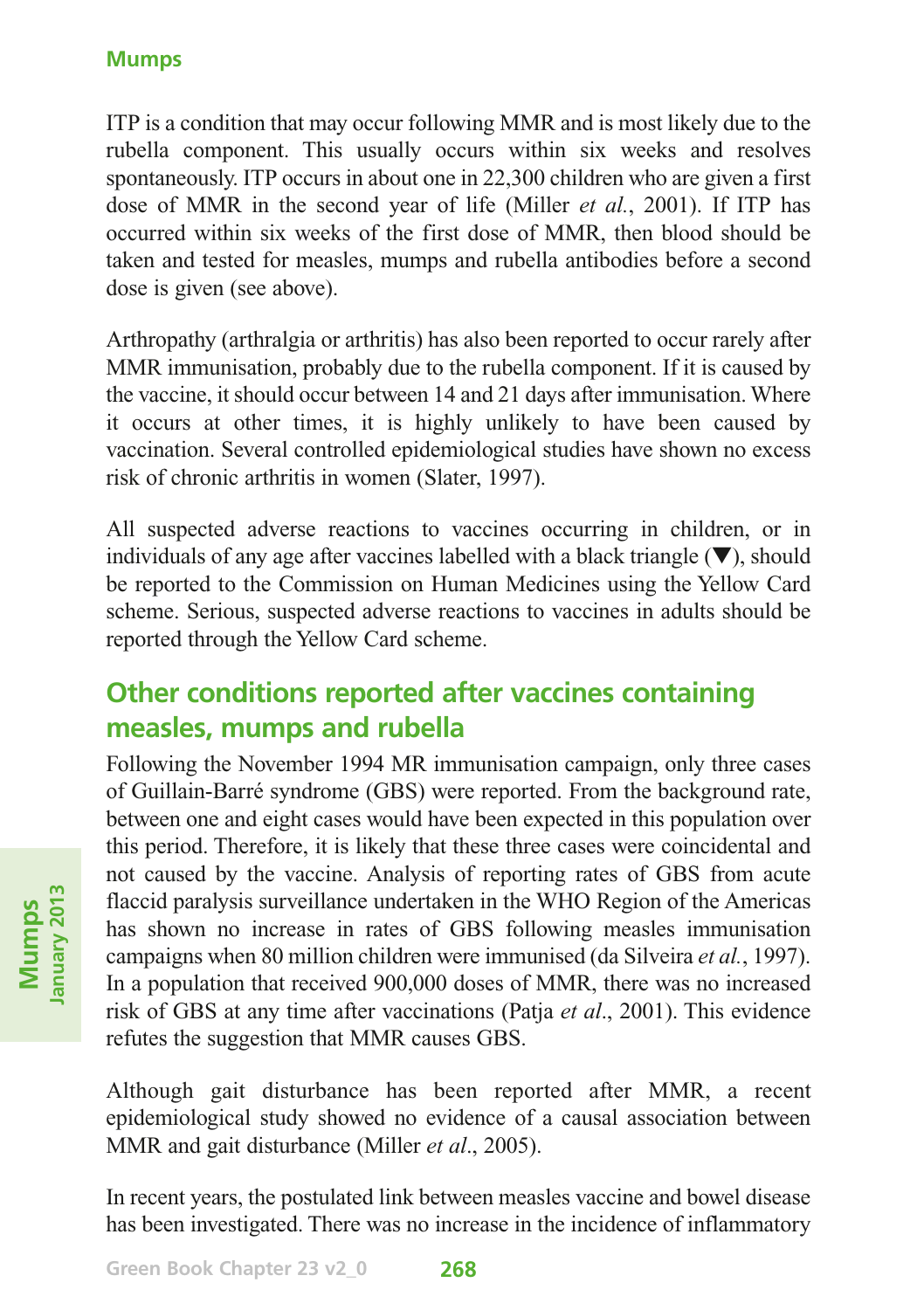ITP is a condition that may occur following MMR and is most likely due to the rubella component. This usually occurs within six weeks and resolves spontaneously. ITP occurs in about one in 22,300 children who are given a first dose of MMR in the second year of life (Miller *et al.*, 2001). If ITP has occurred within six weeks of the first dose of MMR, then blood should be taken and tested for measles, mumps and rubella antibodies before a second dose is given (see above).

Arthropathy (arthralgia or arthritis) has also been reported to occur rarely after MMR immunisation, probably due to the rubella component. If it is caused by the vaccine, it should occur between 14 and 21 days after immunisation. Where it occurs at other times, it is highly unlikely to have been caused by vaccination. Several controlled epidemiological studies have shown no excess risk of chronic arthritis in women (Slater, 1997).

All suspected adverse reactions to vaccines occurring in children, or in individuals of any age after vaccines labelled with a black triangle (▼), should be reported to the Commission on Human Medicines using the Yellow Card scheme. Serious, suspected adverse reactions to vaccines in adults should be reported through the Yellow Card scheme.

## Other conditions reported after vaccines containing measles, mumps and rubella

Following the November 1994 MR immunisation campaign, only three cases of Guillain-Barré syndrome (GBS) were reported. From the background rate, between one and eight cases would have been expected in this population over this period. Therefore, it is likely that these three cases were coincidental and not caused by the vaccine. Analysis of reporting rates of GBS from acute flaccid paralysis surveillance undertaken in the WHO Region of the Americas has shown no increase in rates of GBS following measles immunisation campaigns when 80 million children were immunised (da Silveira *et al.*, 1997). In a population that received 900,000 doses of MMR, there was no increased risk of GBS at any time after vaccinations (Patja *et al*., 2001). This evidence refutes the suggestion that MMR causes GBS.

Although gait disturbance has been reported after MMR, a recent epidemiological study showed no evidence of a causal association between MMR and gait disturbance (Miller *et al*., 2005).

In recent years, the postulated link between measles vaccine and bowel disease has been investigated. There was no increase in the incidence of inflammatory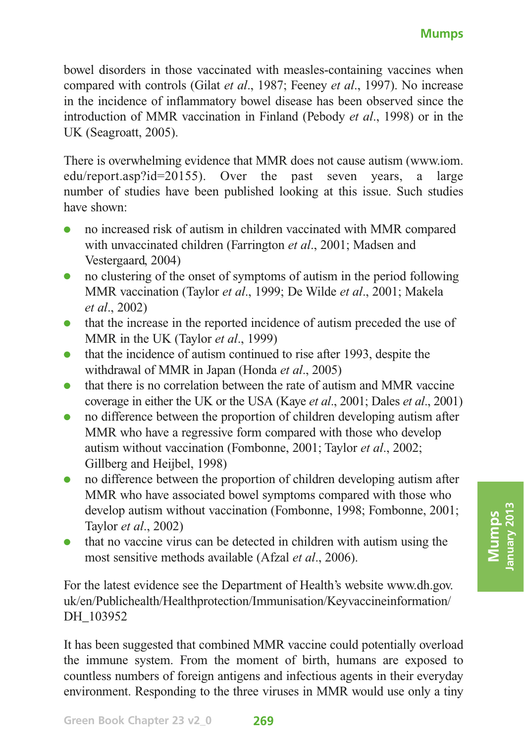bowel disorders in those vaccinated with measles-containing vaccines when compared with controls (Gilat *et al*., 1987; Feeney *et al*., 1997). No increase in the incidence of inflammatory bowel disease has been observed since the introduction of MMR vaccination in Finland (Pebody *et al*., 1998) or in the UK (Seagroatt, 2005).

There is overwhelming evidence that MMR does not cause autism (www.iom.edu/report.asp?id=20155). Over the past seven years, a large number of studies have been published looking at this issue. Such studies have shown:

- no increased risk of autism in children vaccinated with MMR compared with unvaccinated children (Farrington *et al*., 2001; Madsen and Vestergaard, 2004)
- no clustering of the onset of symptoms of autism in the period following MMR vaccination (Taylor *et al*., 1999; De Wilde *et al*., 2001; Makela *et al*., 2002)
- that the increase in the reported incidence of autism preceded the use of MMR in the UK (Taylor *et al*., 1999)
- that the incidence of autism continued to rise after 1993, despite the withdrawal of MMR in Japan (Honda *et al*., 2005)
- that there is no correlation between the rate of autism and MMR vaccine coverage in either the UK or the USA (Kaye *et al*., 2001; Dales *et al*., 2001)
- no difference between the proportion of children developing autism after MMR who have a regressive form compared with those who develop autism without vaccination (Fombonne, 2001; Taylor *et al*., 2002; Gillberg and Heijbel, 1998)
- no difference between the proportion of children developing autism after MMR who have associated bowel symptoms compared with those who develop autism without vaccination (Fombonne, 1998; Fombonne, 2001; Taylor *et al*., 2002)
- that no vaccine virus can be detected in children with autism using the most sensitive methods available (Afzal *et al*., 2006).

For the latest evidence see the Department of Health's website www.dh.gov.uk/en/Publichealth/Healthprotection/Immunisation/Keyvaccineinformation/DH_103952

It has been suggested that combined MMR vaccine could potentially overload the immune system. From the moment of birth, humans are exposed to countless numbers of foreign antigens and infectious agents in their everyday environment. Responding to the three viruses in MMR would use only a tiny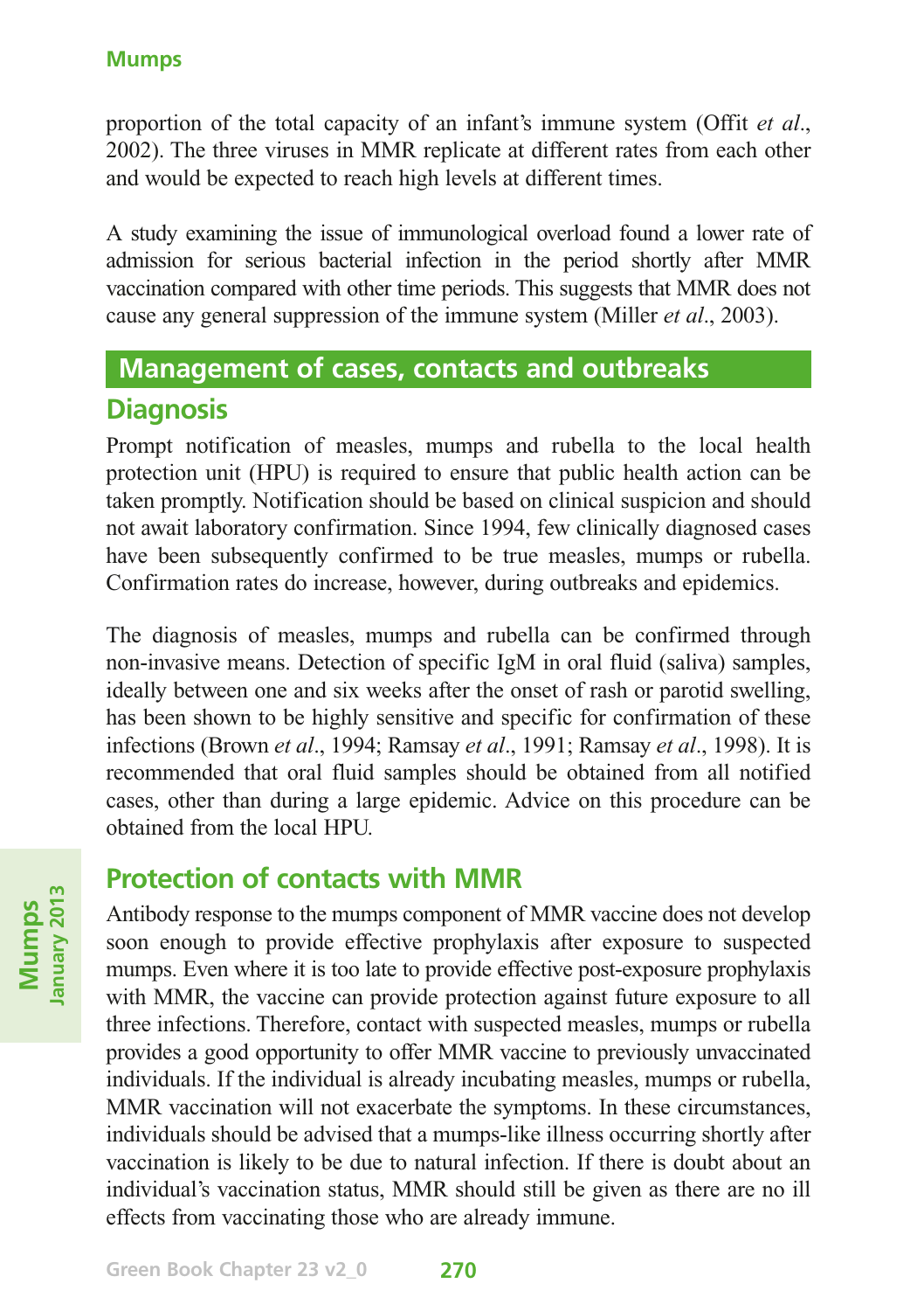proportion of the total capacity of an infant's immune system (Offit *et al*., 2002). The three viruses in MMR replicate at different rates from each other and would be expected to reach high levels at different times.

A study examining the issue of immunological overload found a lower rate of admission for serious bacterial infection in the period shortly after MMR vaccination compared with other time periods. This suggests that MMR does not cause any general suppression of the immune system (Miller *et al*., 2003).

## Management of cases, contacts and outbreaks

### Diagnosis

Prompt notification of measles, mumps and rubella to the local health protection unit (HPU) is required to ensure that public health action can be taken promptly. Notification should be based on clinical suspicion and should not await laboratory confirmation. Since 1994, few clinically diagnosed cases have been subsequently confirmed to be true measles, mumps or rubella. Confirmation rates do increase, however, during outbreaks and epidemics.

The diagnosis of measles, mumps and rubella can be confirmed through non-invasive means. Detection of specific IgM in oral fluid (saliva) samples, ideally between one and six weeks after the onset of rash or parotid swelling, has been shown to be highly sensitive and specific for confirmation of these infections (Brown *et al*., 1994; Ramsay *et al*., 1991; Ramsay *et al*., 1998). It is recommended that oral fluid samples should be obtained from all notified cases, other than during a large epidemic. Advice on this procedure can be obtained from the local HPU.

### Protection of contacts with MMR

Antibody response to the mumps component of MMR vaccine does not develop soon enough to provide effective prophylaxis after exposure to suspected mumps. Even where it is too late to provide effective post-exposure prophylaxis with MMR, the vaccine can provide protection against future exposure to all three infections. Therefore, contact with suspected measles, mumps or rubella provides a good opportunity to offer MMR vaccine to previously unvaccinated individuals. If the individual is already incubating measles, mumps or rubella, MMR vaccination will not exacerbate the symptoms. In these circumstances, individuals should be advised that a mumps-like illness occurring shortly after vaccination is likely to be due to natural infection. If there is doubt about an individual's vaccination status, MMR should still be given as there are no ill effects from vaccinating those who are already immune.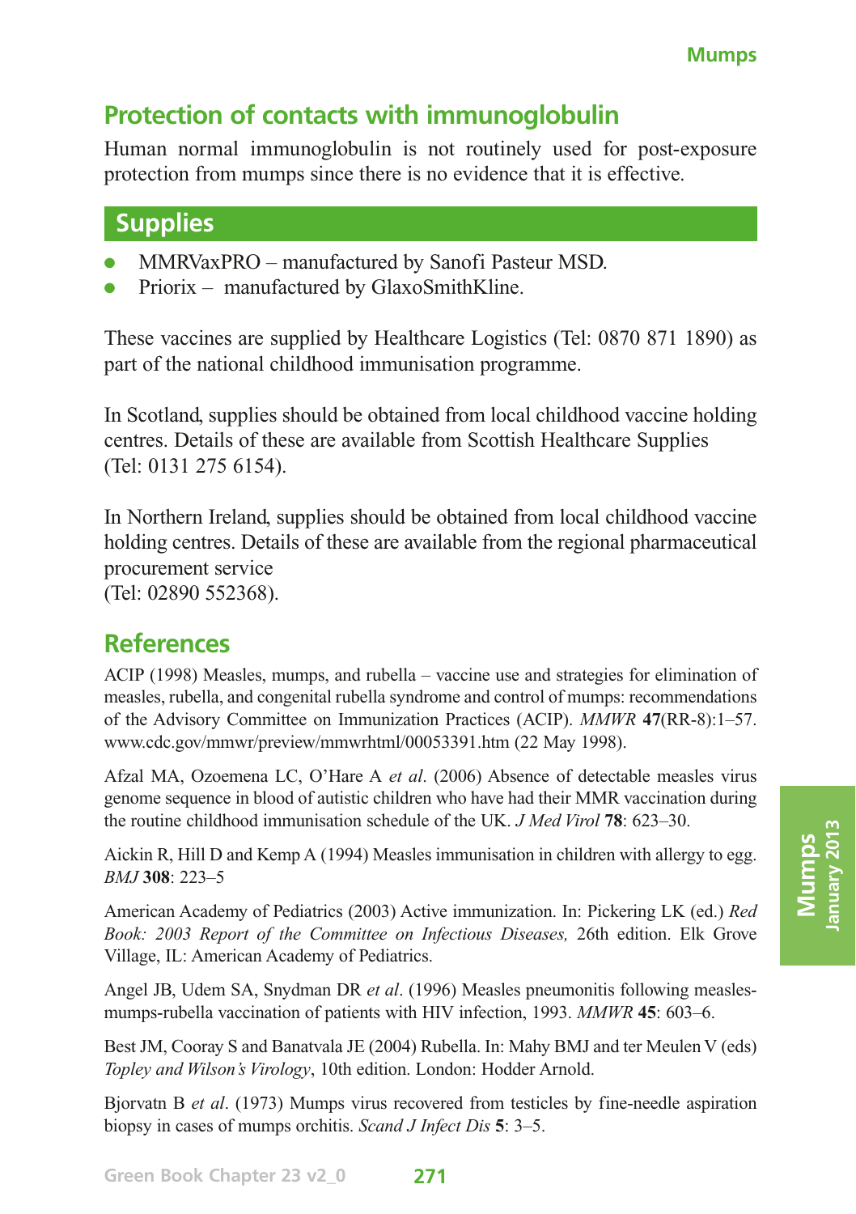## Protection of contacts with immunoglobulin

Human normal immunoglobulin is not routinely used for post-exposure protection from mumps since there is no evidence that it is effective.

## Supplies

- MMRVaxPRO – manufactured by Sanofi Pasteur MSD.
- Priorix – manufactured by GlaxoSmithKline.

These vaccines are supplied by Healthcare Logistics (Tel: 0870 871 1890) as part of the national childhood immunisation programme.

In Scotland, supplies should be obtained from local childhood vaccine holding centres. Details of these are available from Scottish Healthcare Supplies (Tel: 0131 275 6154).

In Northern Ireland, supplies should be obtained from local childhood vaccine holding centres. Details of these are available from the regional pharmaceutical procurement service
(Tel: 02890 552368).

## References

ACIP (1998) Measles, mumps, and rubella – vaccine use and strategies for elimination of measles, rubella, and congenital rubella syndrome and control of mumps: recommendations of the Advisory Committee on Immunization Practices (ACIP). *MMWR* **47**(RR-8):1–57. www.cdc.gov/mmwr/preview/mmwrhtml/00053391.htm (22 May 1998).

Afzal MA, Ozoemena LC, O'Hare A *et al*. (2006) Absence of detectable measles virus genome sequence in blood of autistic children who have had their MMR vaccination during the routine childhood immunisation schedule of the UK. *J Med Virol* **78**: 623–30.

Aickin R, Hill D and Kemp A (1994) Measles immunisation in children with allergy to egg. *BMJ* **308**: 223–5

American Academy of Pediatrics (2003) Active immunization. In: Pickering LK (ed.) *Red Book: 2003 Report of the Committee on Infectious Diseases,* 26th edition. Elk Grove Village, IL: American Academy of Pediatrics.

Angel JB, Udem SA, Snydman DR *et al*. (1996) Measles pneumonitis following measles-mumps-rubella vaccination of patients with HIV infection, 1993. *MMWR* **45**: 603–6.

Best JM, Cooray S and Banatvala JE (2004) Rubella. In: Mahy BMJ and ter Meulen V (eds) *Topley and Wilson's Virology*, 10th edition. London: Hodder Arnold.

Bjorvatn B *et al*. (1973) Mumps virus recovered from testicles by fine-needle aspiration biopsy in cases of mumps orchitis. *Scand J Infect Dis* **5**: 3–5.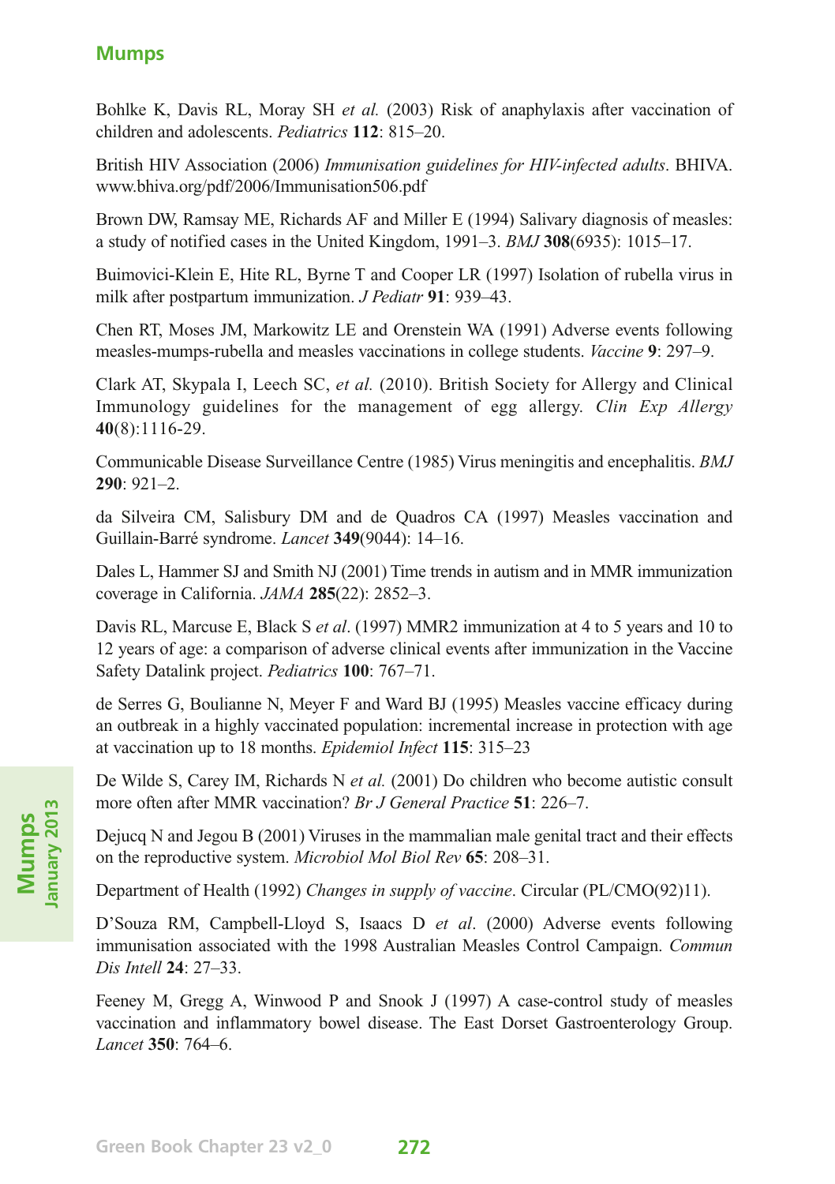Bohlke K, Davis RL, Moray SH *et al.* (2003) Risk of anaphylaxis after vaccination of children and adolescents. *Pediatrics* **112**: 815–20.

British HIV Association (2006) *Immunisation guidelines for HIV-infected adults*. BHIVA. www.bhiva.org/pdf/2006/Immunisation506.pdf

Brown DW, Ramsay ME, Richards AF and Miller E (1994) Salivary diagnosis of measles: a study of notified cases in the United Kingdom, 1991–3. *BMJ* **308**(6935): 1015–17.

Buimovici-Klein E, Hite RL, Byrne T and Cooper LR (1997) Isolation of rubella virus in milk after postpartum immunization. *J Pediatr* **91**: 939–43.

Chen RT, Moses JM, Markowitz LE and Orenstein WA (1991) Adverse events following measles-mumps-rubella and measles vaccinations in college students. *Vaccine* **9**: 297–9.

Clark AT, Skypala I, Leech SC, *et al.* (2010). British Society for Allergy and Clinical Immunology guidelines for the management of egg allergy. *Clin Exp Allergy* **40**(8):1116-29.

Communicable Disease Surveillance Centre (1985) Virus meningitis and encephalitis. *BMJ* **290**: 921–2.

da Silveira CM, Salisbury DM and de Quadros CA (1997) Measles vaccination and Guillain-Barré syndrome. *Lancet* **349**(9044): 14–16.

Dales L, Hammer SJ and Smith NJ (2001) Time trends in autism and in MMR immunization coverage in California. *JAMA* **285**(22): 2852–3.

Davis RL, Marcuse E, Black S *et al*. (1997) MMR2 immunization at 4 to 5 years and 10 to 12 years of age: a comparison of adverse clinical events after immunization in the Vaccine Safety Datalink project. *Pediatrics* **100**: 767–71.

de Serres G, Boulianne N, Meyer F and Ward BJ (1995) Measles vaccine efficacy during an outbreak in a highly vaccinated population: incremental increase in protection with age at vaccination up to 18 months. *Epidemiol Infect* **115**: 315–23

De Wilde S, Carey IM, Richards N *et al.* (2001) Do children who become autistic consult more often after MMR vaccination? *Br J General Practice* **51**: 226–7.

Dejucq N and Jegou B (2001) Viruses in the mammalian male genital tract and their effects on the reproductive system. *Microbiol Mol Biol Rev* **65**: 208–31.

Department of Health (1992) *Changes in supply of vaccine*. Circular (PL/CMO(92)11).

D'Souza RM, Campbell-Lloyd S, Isaacs D *et al*. (2000) Adverse events following immunisation associated with the 1998 Australian Measles Control Campaign. *Commun Dis Intell* **24**: 27–33.

Feeney M, Gregg A, Winwood P and Snook J (1997) A case-control study of measles vaccination and inflammatory bowel disease. The East Dorset Gastroenterology Group. *Lancet* **350**: 764–6.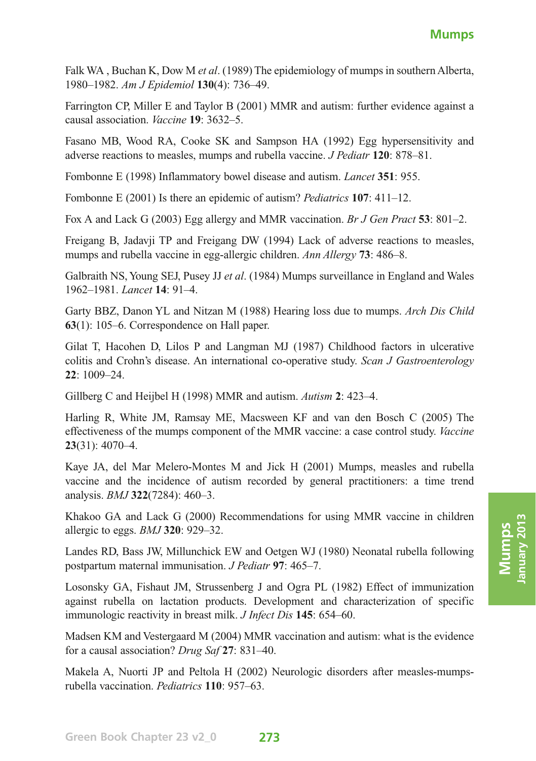Falk WA , Buchan K, Dow M *et al*. (1989) The epidemiology of mumps in southern Alberta, 1980–1982. *Am J Epidemiol* **130**(4): 736–49.

Farrington CP, Miller E and Taylor B (2001) MMR and autism: further evidence against a causal association. *Vaccine* **19**: 3632–5.

Fasano MB, Wood RA, Cooke SK and Sampson HA (1992) Egg hypersensitivity and adverse reactions to measles, mumps and rubella vaccine. *J Pediatr* **120**: 878–81.

Fombonne E (1998) Inflammatory bowel disease and autism. *Lancet* **351**: 955.

Fombonne E (2001) Is there an epidemic of autism? *Pediatrics* **107**: 411–12.

Fox A and Lack G (2003) Egg allergy and MMR vaccination. *Br J Gen Pract* **53**: 801–2.

Freigang B, Jadavji TP and Freigang DW (1994) Lack of adverse reactions to measles, mumps and rubella vaccine in egg-allergic children. *Ann Allergy* **73**: 486–8.

Galbraith NS, Young SEJ, Pusey JJ *et al*. (1984) Mumps surveillance in England and Wales 1962–1981. *Lancet* **14**: 91–4.

Garty BBZ, Danon YL and Nitzan M (1988) Hearing loss due to mumps. *Arch Dis Child* **63**(1): 105–6. Correspondence on Hall paper.

Gilat T, Hacohen D, Lilos P and Langman MJ (1987) Childhood factors in ulcerative colitis and Crohn's disease. An international co-operative study. *Scan J Gastroenterology* **22**: 1009–24.

Gillberg C and Heijbel H (1998) MMR and autism. *Autism* **2**: 423–4.

Harling R, White JM, Ramsay ME, Macsween KF and van den Bosch C (2005) The effectiveness of the mumps component of the MMR vaccine: a case control study. *Vaccine* **23**(31): 4070–4.

Kaye JA, del Mar Melero-Montes M and Jick H (2001) Mumps, measles and rubella vaccine and the incidence of autism recorded by general practitioners: a time trend analysis. *BMJ* **322**(7284): 460–3.

Khakoo GA and Lack G (2000) Recommendations for using MMR vaccine in children allergic to eggs. *BMJ* **320**: 929–32.

Landes RD, Bass JW, Millunchick EW and Oetgen WJ (1980) Neonatal rubella following postpartum maternal immunisation. *J Pediatr* **97**: 465–7.

Losonsky GA, Fishaut JM, Strussenberg J and Ogra PL (1982) Effect of immunization against rubella on lactation products. Development and characterization of specific immunologic reactivity in breast milk. *J Infect Dis* **145**: 654–60.

Madsen KM and Vestergaard M (2004) MMR vaccination and autism: what is the evidence for a causal association? *Drug Saf* **27**: 831–40.

Makela A, Nuorti JP and Peltola H (2002) Neurologic disorders after measles-mumps-rubella vaccination. *Pediatrics* **110**: 957–63.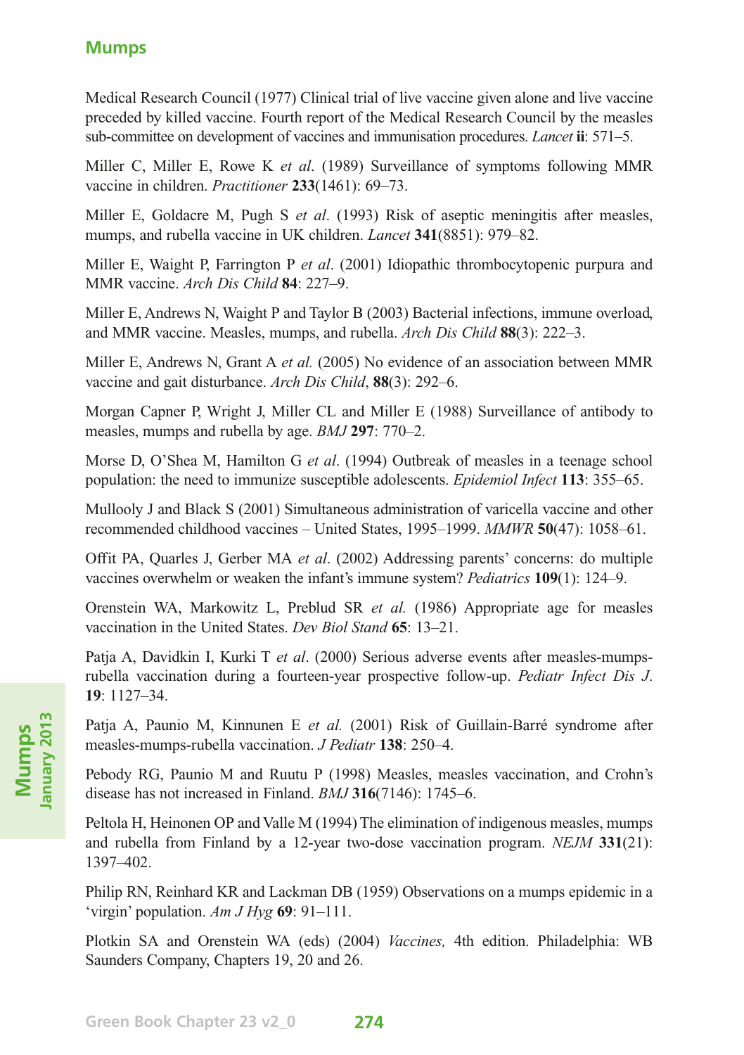Medical Research Council (1977) Clinical trial of live vaccine given alone and live vaccine preceded by killed vaccine. Fourth report of the Medical Research Council by the measles sub-committee on development of vaccines and immunisation procedures. *Lancet* **ii**: 571–5.

Miller C, Miller E, Rowe K *et al*. (1989) Surveillance of symptoms following MMR vaccine in children. *Practitioner* **233**(1461): 69–73.

Miller E, Goldacre M, Pugh S *et al*. (1993) Risk of aseptic meningitis after measles, mumps, and rubella vaccine in UK children. *Lancet* **341**(8851): 979–82.

Miller E, Waight P, Farrington P *et al*. (2001) Idiopathic thrombocytopenic purpura and MMR vaccine. *Arch Dis Child* **84**: 227–9.

Miller E, Andrews N, Waight P and Taylor B (2003) Bacterial infections, immune overload, and MMR vaccine. Measles, mumps, and rubella. *Arch Dis Child* **88**(3): 222–3.

Miller E, Andrews N, Grant A *et al.* (2005) No evidence of an association between MMR vaccine and gait disturbance. *Arch Dis Child*, **88**(3): 292–6.

Morgan Capner P, Wright J, Miller CL and Miller E (1988) Surveillance of antibody to measles, mumps and rubella by age. *BMJ* **297**: 770–2.

Morse D, O'Shea M, Hamilton G *et al*. (1994) Outbreak of measles in a teenage school population: the need to immunize susceptible adolescents. *Epidemiol Infect* **113**: 355–65.

Mullooly J and Black S (2001) Simultaneous administration of varicella vaccine and other recommended childhood vaccines – United States, 1995–1999. *MMWR* **50**(47): 1058–61.

Offit PA, Quarles J, Gerber MA *et al*. (2002) Addressing parents' concerns: do multiple vaccines overwhelm or weaken the infant's immune system? *Pediatrics* **109**(1): 124–9.

Orenstein WA, Markowitz L, Preblud SR *et al.* (1986) Appropriate age for measles vaccination in the United States. *Dev Biol Stand* **65**: 13–21.

Patja A, Davidkin I, Kurki T *et al*. (2000) Serious adverse events after measles-mumps-rubella vaccination during a fourteen-year prospective follow-up. *Pediatr Infect Dis J.* **19**: 1127–34.

Patja A, Paunio M, Kinnunen E *et al.* (2001) Risk of Guillain-Barré syndrome after measles-mumps-rubella vaccination. *J Pediatr* **138**: 250–4.

Pebody RG, Paunio M and Ruutu P (1998) Measles, measles vaccination, and Crohn's disease has not increased in Finland. *BMJ* **316**(7146): 1745–6.

Peltola H, Heinonen OP and Valle M (1994) The elimination of indigenous measles, mumps and rubella from Finland by a 12-year two-dose vaccination program. *NEJM* **331**(21): 1397–402.

Philip RN, Reinhard KR and Lackman DB (1959) Observations on a mumps epidemic in a 'virgin' population. *Am J Hyg* **69**: 91–111.

Plotkin SA and Orenstein WA (eds) (2004) *Vaccines,* 4th edition. Philadelphia: WB Saunders Company, Chapters 19, 20 and 26.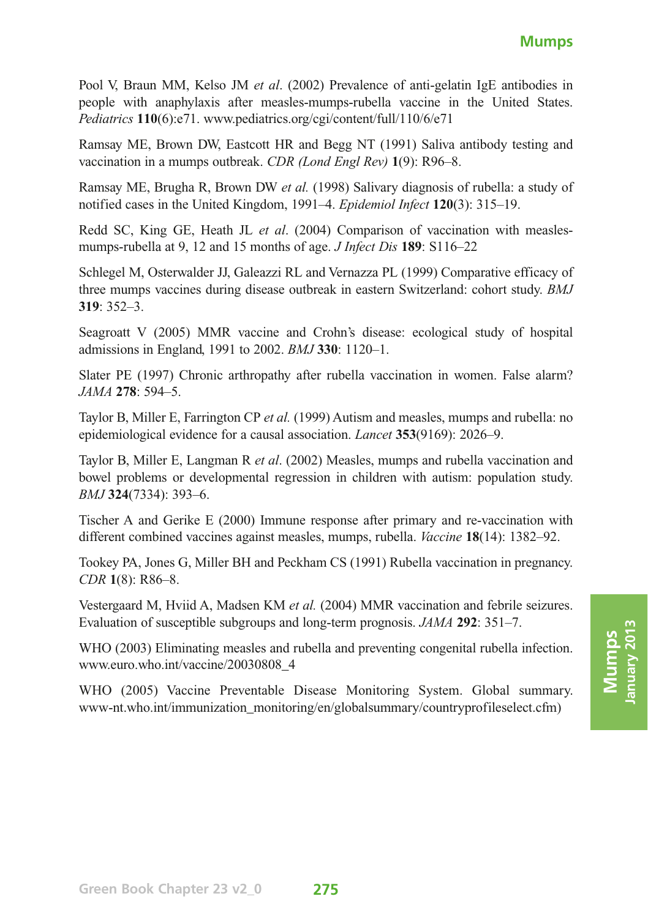Pool V, Braun MM, Kelso JM *et al*. (2002) Prevalence of anti-gelatin IgE antibodies in people with anaphylaxis after measles-mumps-rubella vaccine in the United States. *Pediatrics* **110**(6):e71. www.pediatrics.org/cgi/content/full/110/6/e71

Ramsay ME, Brown DW, Eastcott HR and Begg NT (1991) Saliva antibody testing and vaccination in a mumps outbreak. *CDR (Lond Engl Rev)* **1**(9): R96–8.

Ramsay ME, Brugha R, Brown DW *et al.* (1998) Salivary diagnosis of rubella: a study of notified cases in the United Kingdom, 1991–4. *Epidemiol Infect* **120**(3): 315–19.

Redd SC, King GE, Heath JL *et al*. (2004) Comparison of vaccination with measles-mumps-rubella at 9, 12 and 15 months of age. *J Infect Dis* **189**: S116–22

Schlegel M, Osterwalder JJ, Galeazzi RL and Vernazza PL (1999) Comparative efficacy of three mumps vaccines during disease outbreak in eastern Switzerland: cohort study. *BMJ* **319**: 352–3.

Seagroatt V (2005) MMR vaccine and Crohn's disease: ecological study of hospital admissions in England, 1991 to 2002. *BMJ* **330**: 1120–1.

Slater PE (1997) Chronic arthropathy after rubella vaccination in women. False alarm? *JAMA* **278**: 594–5.

Taylor B, Miller E, Farrington CP *et al.* (1999) Autism and measles, mumps and rubella: no epidemiological evidence for a causal association. *Lancet* **353**(9169): 2026–9.

Taylor B, Miller E, Langman R *et al*. (2002) Measles, mumps and rubella vaccination and bowel problems or developmental regression in children with autism: population study. *BMJ* **324**(7334): 393–6.

Tischer A and Gerike E (2000) Immune response after primary and re-vaccination with different combined vaccines against measles, mumps, rubella. *Vaccine* **18**(14): 1382–92.

Tookey PA, Jones G, Miller BH and Peckham CS (1991) Rubella vaccination in pregnancy. *CDR* **1**(8): R86–8.

Vestergaard M, Hviid A, Madsen KM *et al.* (2004) MMR vaccination and febrile seizures. Evaluation of susceptible subgroups and long-term prognosis. *JAMA* **292**: 351–7.

WHO (2003) Eliminating measles and rubella and preventing congenital rubella infection. www.euro.who.int/vaccine/20030808_4

WHO (2005) Vaccine Preventable Disease Monitoring System. Global summary. www-nt.who.int/immunization_monitoring/en/globalsummary/countryprofileselect.cfm)